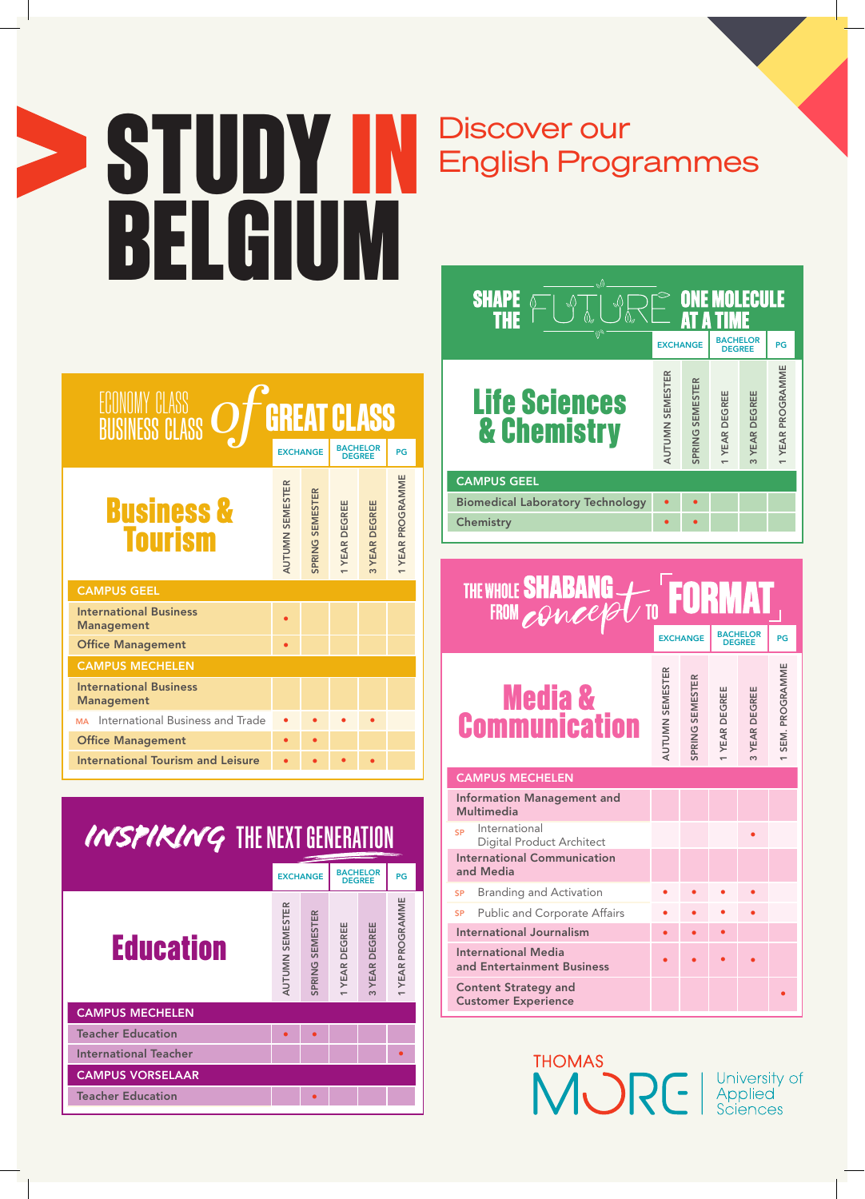# STUDY IN BELGIUM

## Discover our English Programmes

### ECONOMY CLASS BUSINESS CLASS of GREAT CLASS

## Business & Tourism

| | EXCHANGE | | BACHELOR DEGREE | | PG |
|---|---|---|---|---|---|
| | AUTUMN SEMESTER | SPRING SEMESTER | 1 YEAR DEGREE | 3 YEAR DEGREE | 1 YEAR PROGRAMME |
| **CAMPUS GEEL** | | | | | |
| International Business Management | • | | | | |
| Office Management | • | | | | |
| **CAMPUS MECHELEN** | | | | | |
| International Business Management | | | | | |
| MA International Business and Trade | • | • | • | • | |
| Office Management | • | • | | | |
| International Tourism and Leisure | • | • | • | • | |

### INSPIRING THE NEXT GENERATION

## Education

| | EXCHANGE | | BACHELOR DEGREE | | PG |
|---|---|---|---|---|---|
| | AUTUMN SEMESTER | SPRING SEMESTER | 1 YEAR DEGREE | 3 YEAR DEGREE | 1 YEAR PROGRAMME |
| **CAMPUS MECHELEN** | | | | | |
| Teacher Education | • | • | | | |
| International Teacher | | | | | • |
| **CAMPUS VORSELAAR** | | | | | |
| Teacher Education | | • | | | |

### SHAPE THE FUTURE ONE MOLECULE AT A TIME

## Life Sciences & Chemistry

| | EXCHANGE | | BACHELOR DEGREE | | PG |
|---|---|---|---|---|---|
| | AUTUMN SEMESTER | SPRING SEMESTER | 1 YEAR DEGREE | 3 YEAR DEGREE | 1 YEAR PROGRAMME |
| **CAMPUS GEEL** | | | | | |
| Biomedical Laboratory Technology | • | • | | | |
| Chemistry | • | • | | | |

### THE WHOLE SHABANG FROM concept TO FORMAT

## Media & Communication

| | EXCHANGE | | BACHELOR DEGREE | | PG |
|---|---|---|---|---|---|
| | AUTUMN SEMESTER | SPRING SEMESTER | 1 YEAR DEGREE | 3 YEAR DEGREE | 1 SEM. PROGRAMME |
| **CAMPUS MECHELEN** | | | | | |
| Information Management and Multimedia | | | | | |
| SP International Digital Product Architect | | | | • | |
| International Communication and Media | | | | | |
| SP Branding and Activation | • | • | • | • | |
| SP Public and Corporate Affairs | • | • | • | • | |
| International Journalism | • | • | • | | |
| International Media and Entertainment Business | • | • | • | • | |
| Content Strategy and Customer Experience | | | | | • |

THOMAS MORE University of Applied Sciences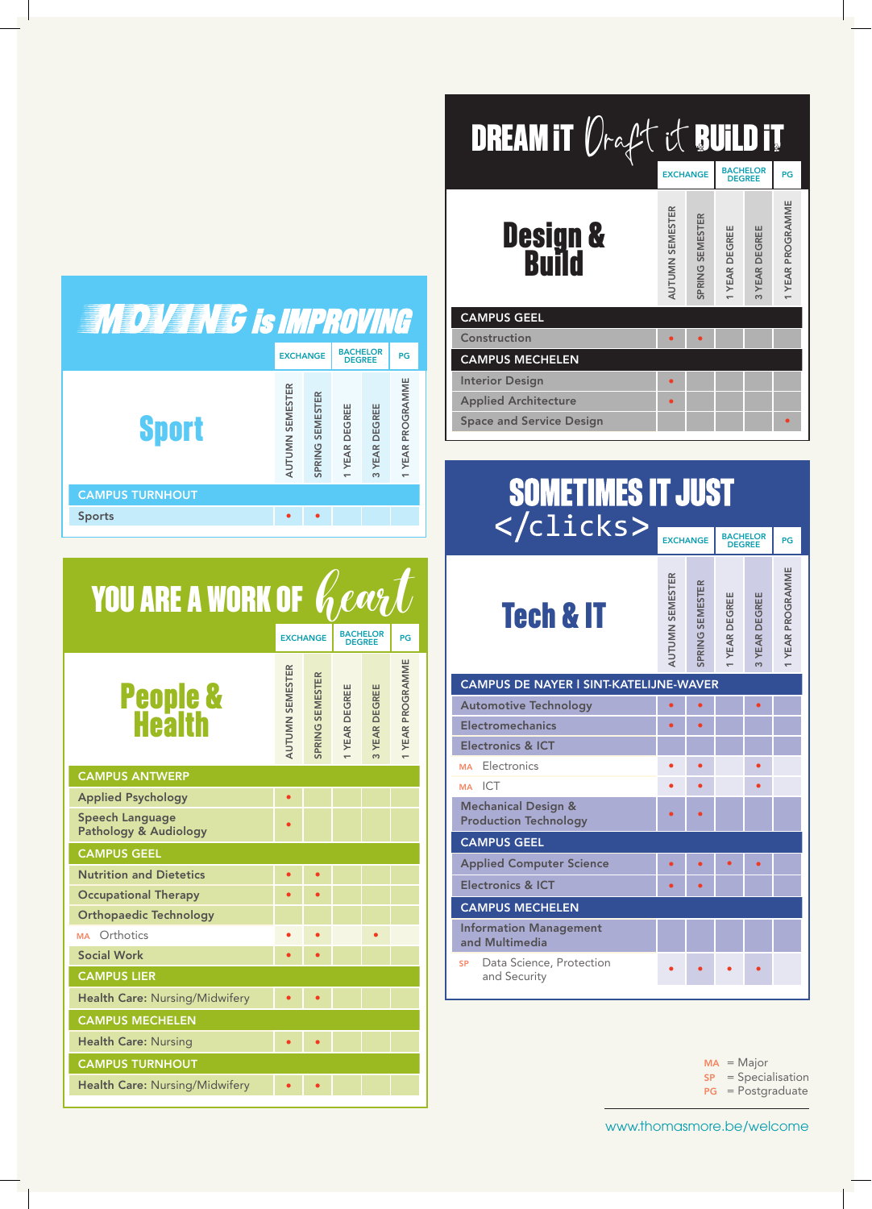## MOVING is IMPROVING

### Sport

| | Exchange: Autumn Semester | Exchange: Spring Semester | Bachelor Degree: 1 Year Degree | Bachelor Degree: 3 Year Degree | PG: 1 Year Programme |
|---|---|---|---|---|---|
| **CAMPUS TURNHOUT** | | | | | |
| Sports | • | • | | | |

## YOU ARE A WORK OF heart

### People & Health

| | Exchange: Autumn Semester | Exchange: Spring Semester | Bachelor Degree: 1 Year Degree | Bachelor Degree: 3 Year Degree | PG: 1 Year Programme |
|---|---|---|---|---|---|
| **CAMPUS ANTWERP** | | | | | |
| Applied Psychology | • | | | | |
| Speech Language Pathology & Audiology | • | | | | |
| **CAMPUS GEEL** | | | | | |
| Nutrition and Dietetics | • | • | | | |
| Occupational Therapy | • | • | | | |
| Orthopaedic Technology | | | | | |
| MA Orthotics | • | • | | • | |
| Social Work | • | • | | | |
| **CAMPUS LIER** | | | | | |
| **Health Care:** Nursing/Midwifery | • | • | | | |
| **CAMPUS MECHELEN** | | | | | |
| **Health Care:** Nursing | • | • | | | |
| **CAMPUS TURNHOUT** | | | | | |
| **Health Care:** Nursing/Midwifery | • | • | | | |

## DREAM iT Draft it BUiLD iT

### Design & Build

| | Exchange: Autumn Semester | Exchange: Spring Semester | Bachelor Degree: 1 Year Degree | Bachelor Degree: 3 Year Degree | PG: 1 Year Programme |
|---|---|---|---|---|---|
| **CAMPUS GEEL** | | | | | |
| Construction | • | • | | | |
| **CAMPUS MECHELEN** | | | | | |
| Interior Design | • | | | | |
| Applied Architecture | • | | | | |
| Space and Service Design | | | | | • |

## SOMETIMES IT JUST </clicks>

### Tech & IT

| | Exchange: Autumn Semester | Exchange: Spring Semester | Bachelor Degree: 1 Year Degree | Bachelor Degree: 3 Year Degree | PG: 1 Year Programme |
|---|---|---|---|---|---|
| **CAMPUS DE NAYER I SINT-KATELIJNE-WAVER** | | | | | |
| Automotive Technology | • | • | | • | |
| Electromechanics | • | • | | | |
| Electronics & ICT | | | | | |
| MA Electronics | • | • | | • | |
| MA ICT | • | • | | • | |
| Mechanical Design & Production Technology | • | • | | | |
| **CAMPUS GEEL** | | | | | |
| Applied Computer Science | • | • | • | • | |
| Electronics & ICT | • | • | | | |
| **CAMPUS MECHELEN** | | | | | |
| Information Management and Multimedia | | | | | |
| SP Data Science, Protection and Security | • | • | • | • | |

MA = Major
SP = Specialisation
PG = Postgraduate

www.thomasmore.be/welcome